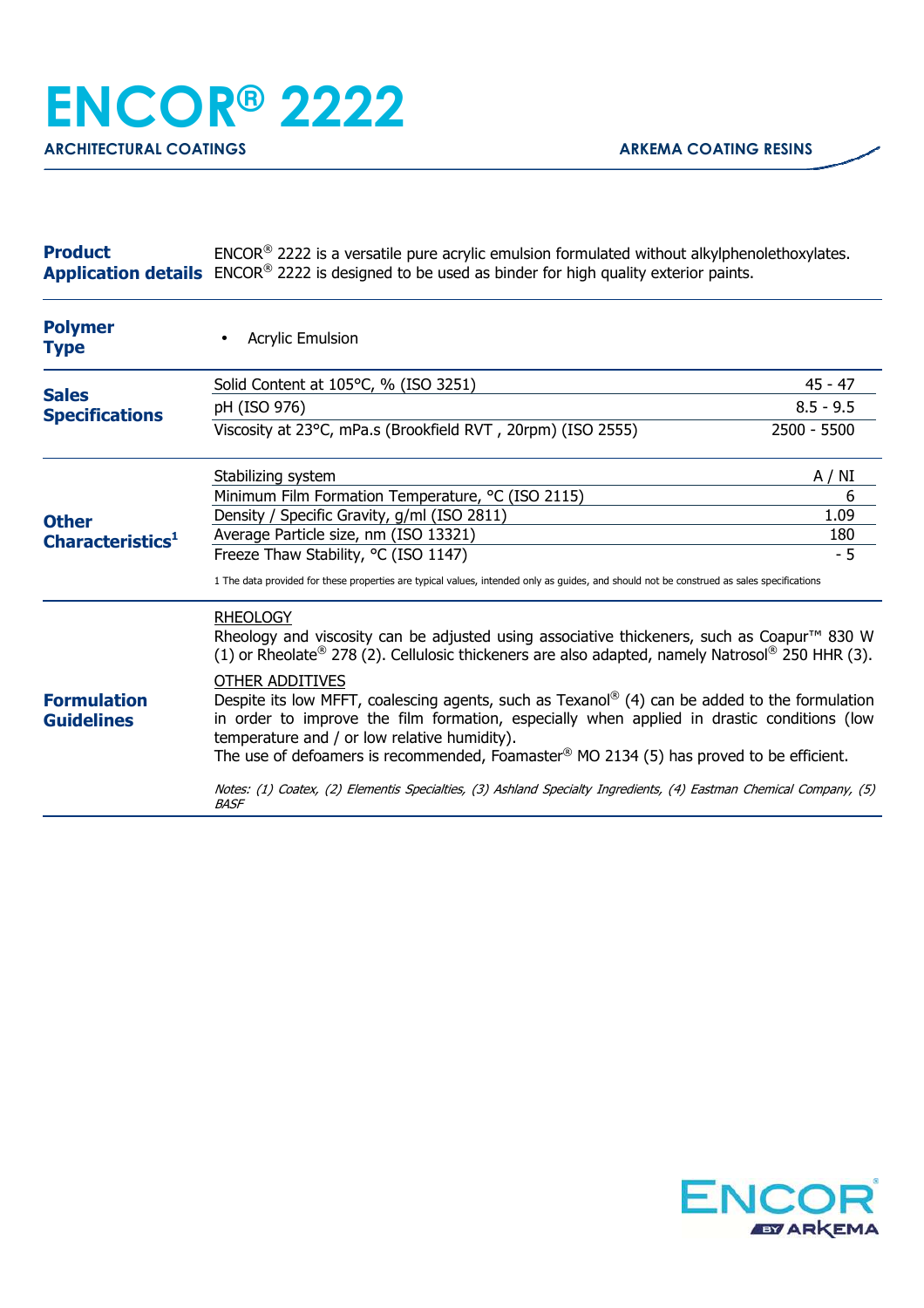# ENCOR® 2222

**ARCHITECTURAL COATINGS** — **ARKEMA COATING RESINS**

## Product Application details

ENCOR® 2222 is a versatile pure acrylic emulsion formulated without alkylphenolethoxylates.
ENCOR® 2222 is designed to be used as binder for high quality exterior paints.

## Polymer Type

- Acrylic Emulsion

## Sales Specifications

| Property | Value |
|---|---|
| Solid Content at 105°C, % (ISO 3251) | 45 - 47 |
| pH (ISO 976) | 8.5 - 9.5 |
| Viscosity at 23°C, mPa.s (Brookfield RVT , 20rpm) (ISO 2555) | 2500 - 5500 |

## Other Characteristics[1]

| Property | Value |
|---|---|
| Stabilizing system | A / NI |
| Minimum Film Formation Temperature, °C (ISO 2115) | 6 |
| Density / Specific Gravity, g/ml (ISO 2811) | 1.09 |
| Average Particle size, nm (ISO 13321) | 180 |
| Freeze Thaw Stability, °C (ISO 1147) | - 5 |

1 The data provided for these properties are typical values, intended only as guides, and should not be construed as sales specifications

## Formulation Guidelines

RHEOLOGY

Rheology and viscosity can be adjusted using associative thickeners, such as Coapur™ 830 W (1) or Rheolate® 278 (2). Cellulosic thickeners are also adapted, namely Natrosol® 250 HHR (3).

OTHER ADDITIVES

Despite its low MFFT, coalescing agents, such as Texanol® (4) can be added to the formulation in order to improve the film formation, especially when applied in drastic conditions (low temperature and / or low relative humidity).
The use of defoamers is recommended, Foamaster® MO 2134 (5) has proved to be efficient.

*Notes: (1) Coatex, (2) Elementis Specialties, (3) Ashland Specialty Ingredients, (4) Eastman Chemical Company, (5) BASF*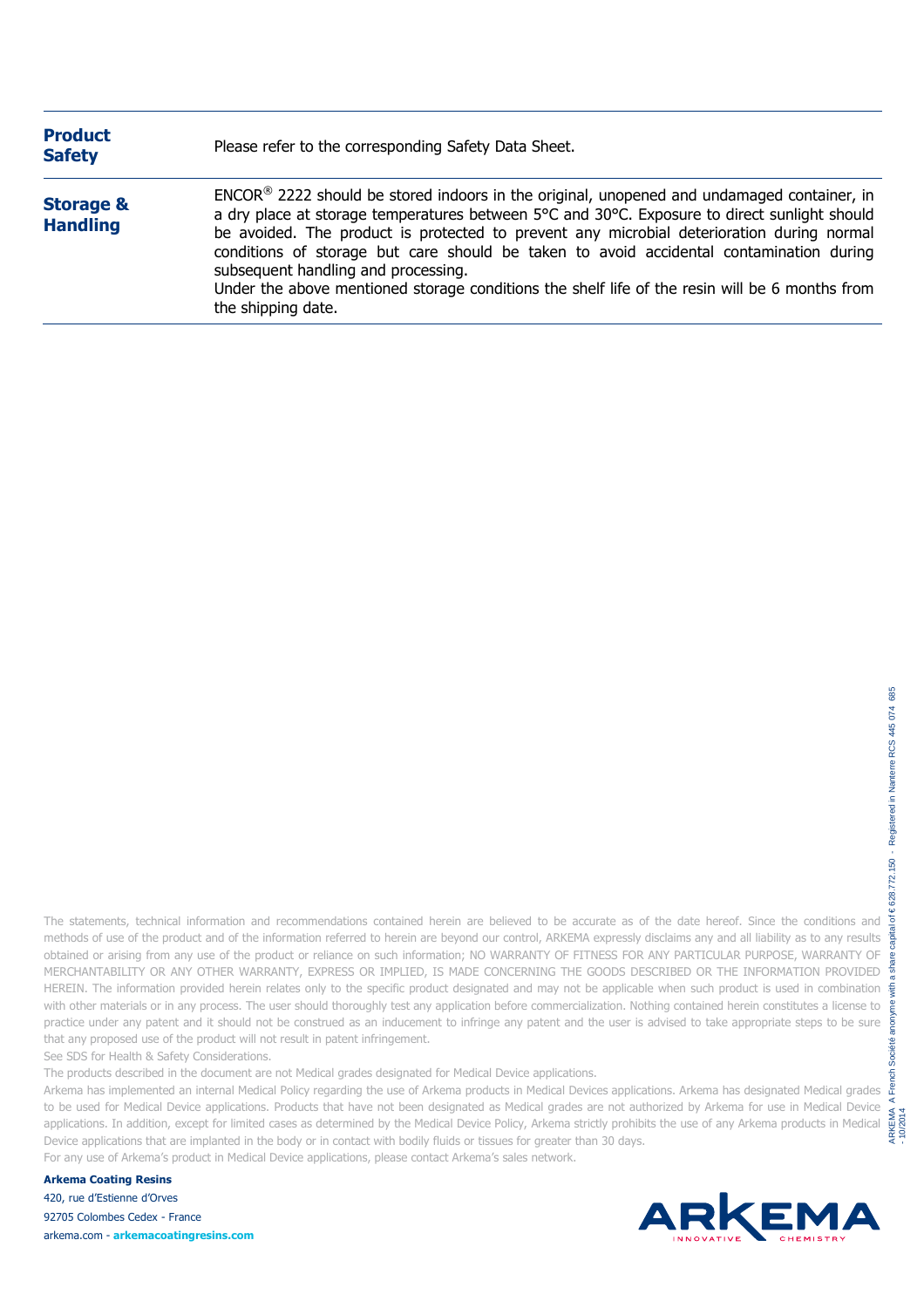| | |
|---|---|
| **Product Safety** | Please refer to the corresponding Safety Data Sheet. |
| **Storage & Handling** | ENCOR® 2222 should be stored indoors in the original, unopened and undamaged container, in a dry place at storage temperatures between 5°C and 30°C. Exposure to direct sunlight should be avoided. The product is protected to prevent any microbial deterioration during normal conditions of storage but care should be taken to avoid accidental contamination during subsequent handling and processing.<br>Under the above mentioned storage conditions the shelf life of the resin will be 6 months from the shipping date. |

The statements, technical information and recommendations contained herein are believed to be accurate as of the date hereof. Since the conditions and methods of use of the product and of the information referred to herein are beyond our control, ARKEMA expressly disclaims any and all liability as to any results obtained or arising from any use of the product or reliance on such information; NO WARRANTY OF FITNESS FOR ANY PARTICULAR PURPOSE, WARRANTY OF MERCHANTABILITY OR ANY OTHER WARRANTY, EXPRESS OR IMPLIED, IS MADE CONCERNING THE GOODS DESCRIBED OR THE INFORMATION PROVIDED HEREIN. The information provided herein relates only to the specific product designated and may not be applicable when such product is used in combination with other materials or in any process. The user should thoroughly test any application before commercialization. Nothing contained herein constitutes a license to practice under any patent and it should not be construed as an inducement to infringe any patent and the user is advised to take appropriate steps to be sure that any proposed use of the product will not result in patent infringement.

See SDS for Health & Safety Considerations.

The products described in the document are not Medical grades designated for Medical Device applications.

Arkema has implemented an internal Medical Policy regarding the use of Arkema products in Medical Devices applications. Arkema has designated Medical grades to be used for Medical Device applications. Products that have not been designated as Medical grades are not authorized by Arkema for use in Medical Device applications. In addition, except for limited cases as determined by the Medical Device Policy, Arkema strictly prohibits the use of any Arkema products in Medical Device applications that are implanted in the body or in contact with bodily fluids or tissues for greater than 30 days.

For any use of Arkema's product in Medical Device applications, please contact Arkema's sales network.

**Arkema Coating Resins**
420, rue d'Estienne d'Orves
92705 Colombes Cedex - France
arkema.com - **arkemacoatingresins.com**

ARKEMA INNOVATIVE CHEMISTRY

ARKEMA A French Société anonyme with a share capital of € 628.772.150 - Registered in Nanterre RCS 445 074 685 - 10/2014